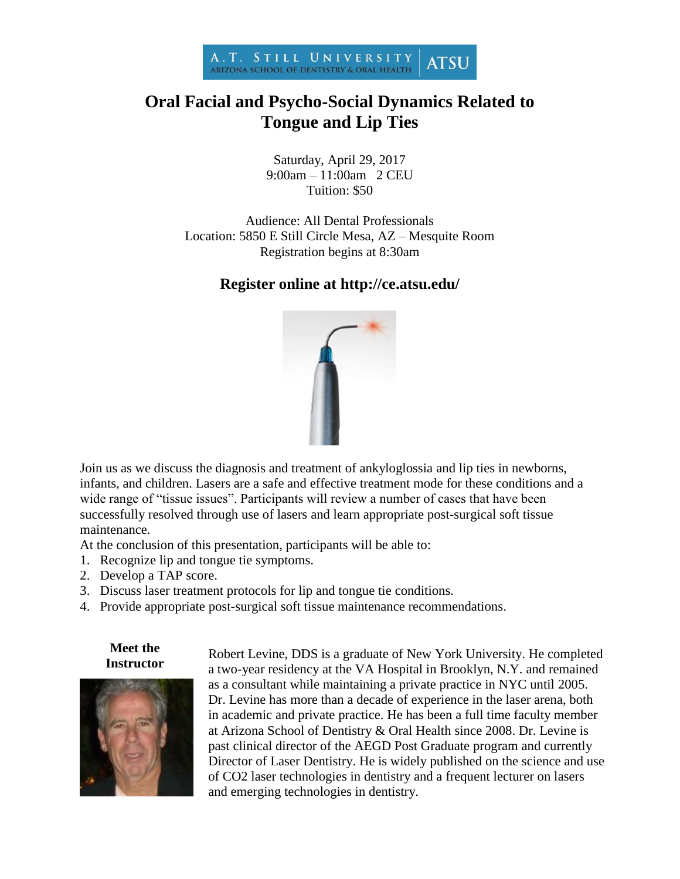A.T. STILL UNIVERSITY | ATSU
ARIZONA SCHOOL OF DENTISTRY & ORAL HEALTH

# Oral Facial and Psycho-Social Dynamics Related to Tongue and Lip Ties

Saturday, April 29, 2017
9:00am – 11:00am 2 CEU
Tuition: $50

Audience: All Dental Professionals
Location: 5850 E Still Circle Mesa, AZ – Mesquite Room
Registration begins at 8:30am

## Register online at http://ce.atsu.edu/

Join us as we discuss the diagnosis and treatment of ankyloglossia and lip ties in newborns, infants, and children. Lasers are a safe and effective treatment mode for these conditions and a wide range of "tissue issues". Participants will review a number of cases that have been successfully resolved through use of lasers and learn appropriate post-surgical soft tissue maintenance.

At the conclusion of this presentation, participants will be able to:

1. Recognize lip and tongue tie symptoms.
2. Develop a TAP score.
3. Discuss laser treatment protocols for lip and tongue tie conditions.
4. Provide appropriate post-surgical soft tissue maintenance recommendations.

**Meet the Instructor**

Robert Levine, DDS is a graduate of New York University. He completed a two-year residency at the VA Hospital in Brooklyn, N.Y. and remained as a consultant while maintaining a private practice in NYC until 2005. Dr. Levine has more than a decade of experience in the laser arena, both in academic and private practice. He has been a full time faculty member at Arizona School of Dentistry & Oral Health since 2008. Dr. Levine is past clinical director of the AEGD Post Graduate program and currently Director of Laser Dentistry. He is widely published on the science and use of CO2 laser technologies in dentistry and a frequent lecturer on lasers and emerging technologies in dentistry.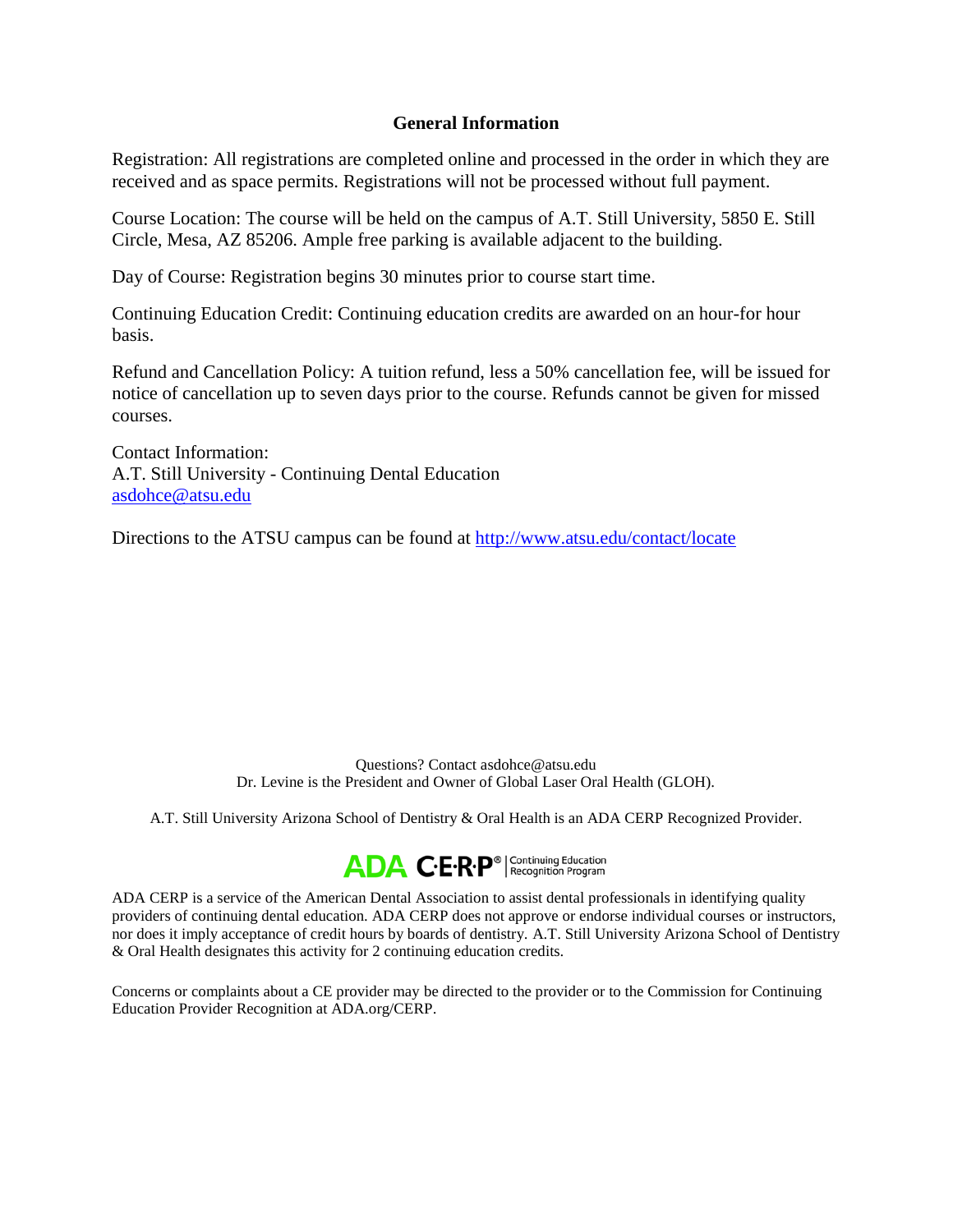## General Information

Registration: All registrations are completed online and processed in the order in which they are received and as space permits. Registrations will not be processed without full payment.

Course Location: The course will be held on the campus of A.T. Still University, 5850 E. Still Circle, Mesa, AZ 85206. Ample free parking is available adjacent to the building.

Day of Course: Registration begins 30 minutes prior to course start time.

Continuing Education Credit: Continuing education credits are awarded on an hour-for hour basis.

Refund and Cancellation Policy: A tuition refund, less a 50% cancellation fee, will be issued for notice of cancellation up to seven days prior to the course. Refunds cannot be given for missed courses.

Contact Information:
A.T. Still University - Continuing Dental Education
asdohce@atsu.edu

Directions to the ATSU campus can be found at http://www.atsu.edu/contact/locate

Questions? Contact asdohce@atsu.edu
Dr. Levine is the President and Owner of Global Laser Oral Health (GLOH).

A.T. Still University Arizona School of Dentistry & Oral Health is an ADA CERP Recognized Provider.

ADA C·E·R·P® | Continuing Education Recognition Program

ADA CERP is a service of the American Dental Association to assist dental professionals in identifying quality providers of continuing dental education. ADA CERP does not approve or endorse individual courses or instructors, nor does it imply acceptance of credit hours by boards of dentistry. A.T. Still University Arizona School of Dentistry & Oral Health designates this activity for 2 continuing education credits.

Concerns or complaints about a CE provider may be directed to the provider or to the Commission for Continuing Education Provider Recognition at ADA.org/CERP.